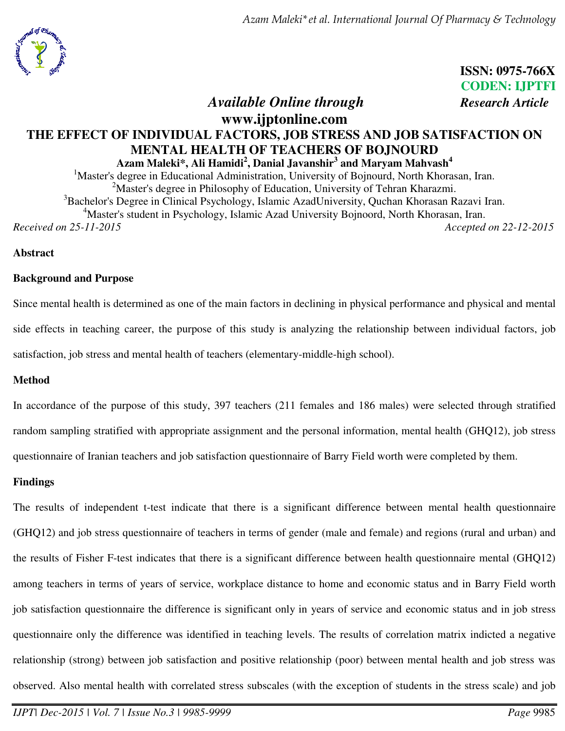**ISSN: 0975-766X**
**CODEN: IJPTFI**

*Available Online through* *Research Article*
**www.ijptonline.com**

# THE EFFECT OF INDIVIDUAL FACTORS, JOB STRESS AND JOB SATISFACTION ON MENTAL HEALTH OF TEACHERS OF BOJNOURD

**Azam Maleki*, Ali Hamidi[2], Danial Javanshir[3] and Maryam Mahvash[4]**

[1]Master's degree in Educational Administration, University of Bojnourd, North Khorasan, Iran.
[2]Master's degree in Philosophy of Education, University of Tehran Kharazmi.
[3]Bachelor's Degree in Clinical Psychology, Islamic AzadUniversity, Quchan Khorasan Razavi Iran.
[4]Master's student in Psychology, Islamic Azad University Bojnoord, North Khorasan, Iran.

*Received on 25-11-2015* *Accepted on 22-12-2015*

## Abstract

### Background and Purpose

Since mental health is determined as one of the main factors in declining in physical performance and physical and mental side effects in teaching career, the purpose of this study is analyzing the relationship between individual factors, job satisfaction, job stress and mental health of teachers (elementary-middle-high school).

### Method

In accordance of the purpose of this study, 397 teachers (211 females and 186 males) were selected through stratified random sampling stratified with appropriate assignment and the personal information, mental health (GHQ12), job stress questionnaire of Iranian teachers and job satisfaction questionnaire of Barry Field worth were completed by them.

### Findings

The results of independent t-test indicate that there is a significant difference between mental health questionnaire (GHQ12) and job stress questionnaire of teachers in terms of gender (male and female) and regions (rural and urban) and the results of Fisher F-test indicates that there is a significant difference between health questionnaire mental (GHQ12) among teachers in terms of years of service, workplace distance to home and economic status and in Barry Field worth job satisfaction questionnaire the difference is significant only in years of service and economic status and in job stress questionnaire only the difference was identified in teaching levels. The results of correlation matrix indicted a negative relationship (strong) between job satisfaction and positive relationship (poor) between mental health and job stress was observed. Also mental health with correlated stress subscales (with the exception of students in the stress scale) and job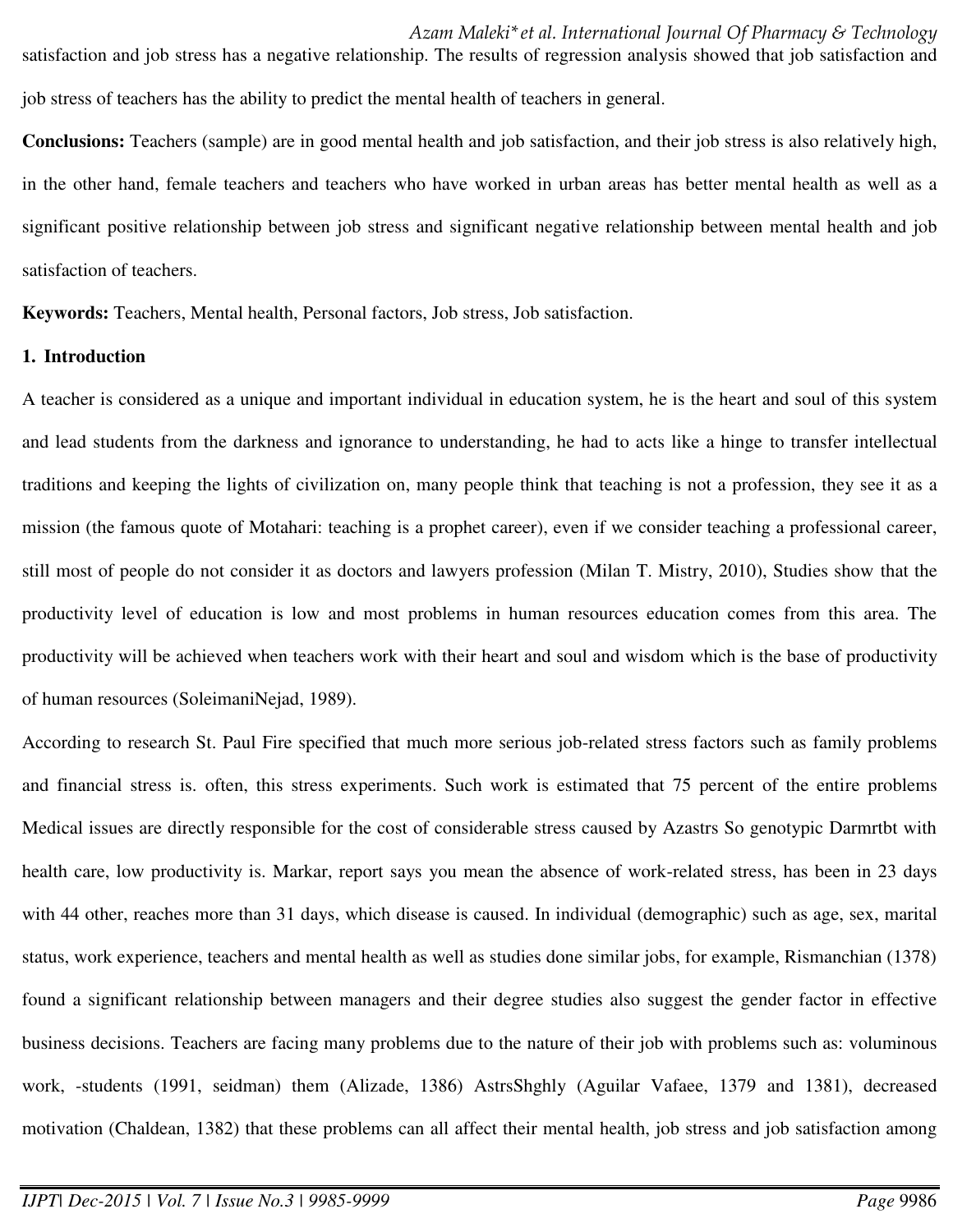satisfaction and job stress has a negative relationship. The results of regression analysis showed that job satisfaction and job stress of teachers has the ability to predict the mental health of teachers in general.

**Conclusions:** Teachers (sample) are in good mental health and job satisfaction, and their job stress is also relatively high, in the other hand, female teachers and teachers who have worked in urban areas has better mental health as well as a significant positive relationship between job stress and significant negative relationship between mental health and job satisfaction of teachers.

**Keywords:** Teachers, Mental health, Personal factors, Job stress, Job satisfaction.

## 1. Introduction

A teacher is considered as a unique and important individual in education system, he is the heart and soul of this system and lead students from the darkness and ignorance to understanding, he had to acts like a hinge to transfer intellectual traditions and keeping the lights of civilization on, many people think that teaching is not a profession, they see it as a mission (the famous quote of Motahari: teaching is a prophet career), even if we consider teaching a professional career, still most of people do not consider it as doctors and lawyers profession (Milan T. Mistry, 2010), Studies show that the productivity level of education is low and most problems in human resources education comes from this area. The productivity will be achieved when teachers work with their heart and soul and wisdom which is the base of productivity of human resources (SoleimaniNejad, 1989).

According to research St. Paul Fire specified that much more serious job-related stress factors such as family problems and financial stress is. often, this stress experiments. Such work is estimated that 75 percent of the entire problems Medical issues are directly responsible for the cost of considerable stress caused by Azastrs So genotypic Darmrtbt with health care, low productivity is. Markar, report says you mean the absence of work-related stress, has been in 23 days with 44 other, reaches more than 31 days, which disease is caused. In individual (demographic) such as age, sex, marital status, work experience, teachers and mental health as well as studies done similar jobs, for example, Rismanchian (1378) found a significant relationship between managers and their degree studies also suggest the gender factor in effective business decisions. Teachers are facing many problems due to the nature of their job with problems such as: voluminous work, -students (1991, seidman) them (Alizade, 1386) AstrsShghly (Aguilar Vafaee, 1379 and 1381), decreased motivation (Chaldean, 1382) that these problems can all affect their mental health, job stress and job satisfaction among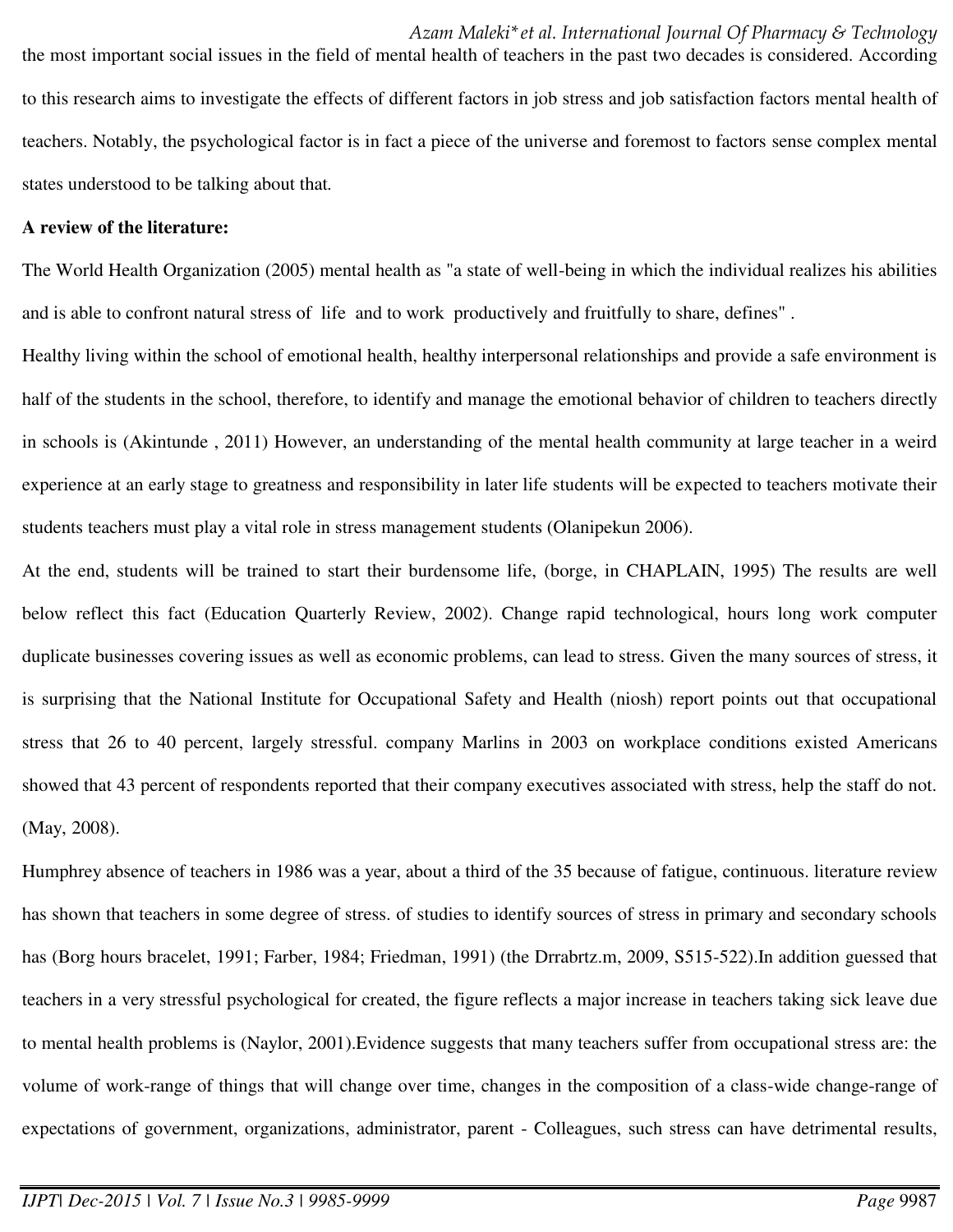the most important social issues in the field of mental health of teachers in the past two decades is considered. According to this research aims to investigate the effects of different factors in job stress and job satisfaction factors mental health of teachers. Notably, the psychological factor is in fact a piece of the universe and foremost to factors sense complex mental states understood to be talking about that.

**A review of the literature:**

The World Health Organization (2005) mental health as "a state of well-being in which the individual realizes his abilities and is able to confront natural stress of life and to work productively and fruitfully to share, defines" .

Healthy living within the school of emotional health, healthy interpersonal relationships and provide a safe environment is half of the students in the school, therefore, to identify and manage the emotional behavior of children to teachers directly in schools is (Akintunde , 2011) However, an understanding of the mental health community at large teacher in a weird experience at an early stage to greatness and responsibility in later life students will be expected to teachers motivate their students teachers must play a vital role in stress management students (Olanipekun 2006).

At the end, students will be trained to start their burdensome life, (borge, in CHAPLAIN, 1995) The results are well below reflect this fact (Education Quarterly Review, 2002). Change rapid technological, hours long work computer duplicate businesses covering issues as well as economic problems, can lead to stress. Given the many sources of stress, it is surprising that the National Institute for Occupational Safety and Health (niosh) report points out that occupational stress that 26 to 40 percent, largely stressful. company Marlins in 2003 on workplace conditions existed Americans showed that 43 percent of respondents reported that their company executives associated with stress, help the staff do not. (May, 2008).

Humphrey absence of teachers in 1986 was a year, about a third of the 35 because of fatigue, continuous. literature review has shown that teachers in some degree of stress. of studies to identify sources of stress in primary and secondary schools has (Borg hours bracelet, 1991; Farber, 1984; Friedman, 1991) (the Drrabrtz.m, 2009, S515-522).In addition guessed that teachers in a very stressful psychological for created, the figure reflects a major increase in teachers taking sick leave due to mental health problems is (Naylor, 2001).Evidence suggests that many teachers suffer from occupational stress are: the volume of work-range of things that will change over time, changes in the composition of a class-wide change-range of expectations of government, organizations, administrator, parent - Colleagues, such stress can have detrimental results,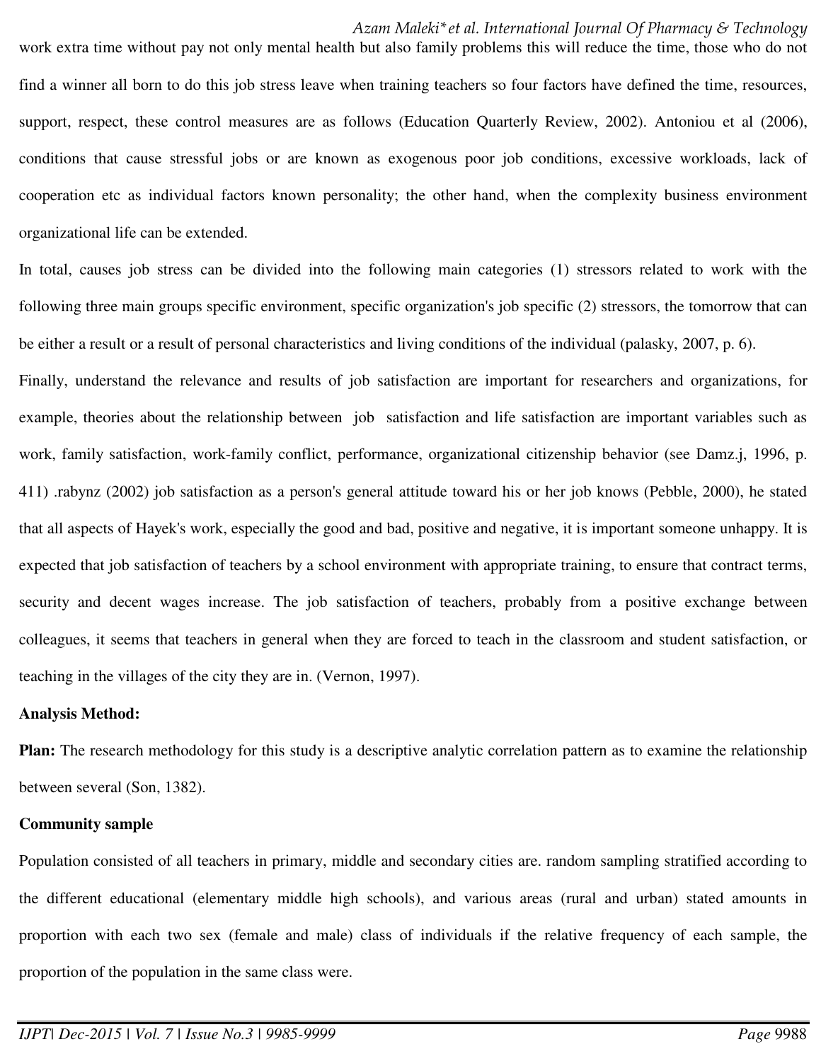work extra time without pay not only mental health but also family problems this will reduce the time, those who do not find a winner all born to do this job stress leave when training teachers so four factors have defined the time, resources, support, respect, these control measures are as follows (Education Quarterly Review, 2002). Antoniou et al (2006), conditions that cause stressful jobs or are known as exogenous poor job conditions, excessive workloads, lack of cooperation etc as individual factors known personality; the other hand, when the complexity business environment organizational life can be extended.

In total, causes job stress can be divided into the following main categories (1) stressors related to work with the following three main groups specific environment, specific organization's job specific (2) stressors, the tomorrow that can be either a result or a result of personal characteristics and living conditions of the individual (palasky, 2007, p. 6).

Finally, understand the relevance and results of job satisfaction are important for researchers and organizations, for example, theories about the relationship between job satisfaction and life satisfaction are important variables such as work, family satisfaction, work-family conflict, performance, organizational citizenship behavior (see Damz.j, 1996, p. 411) .rabynz (2002) job satisfaction as a person's general attitude toward his or her job knows (Pebble, 2000), he stated that all aspects of Hayek's work, especially the good and bad, positive and negative, it is important someone unhappy. It is expected that job satisfaction of teachers by a school environment with appropriate training, to ensure that contract terms, security and decent wages increase. The job satisfaction of teachers, probably from a positive exchange between colleagues, it seems that teachers in general when they are forced to teach in the classroom and student satisfaction, or teaching in the villages of the city they are in. (Vernon, 1997).

**Analysis Method:**

**Plan:** The research methodology for this study is a descriptive analytic correlation pattern as to examine the relationship between several (Son, 1382).

**Community sample**

Population consisted of all teachers in primary, middle and secondary cities are. random sampling stratified according to the different educational (elementary middle high schools), and various areas (rural and urban) stated amounts in proportion with each two sex (female and male) class of individuals if the relative frequency of each sample, the proportion of the population in the same class were.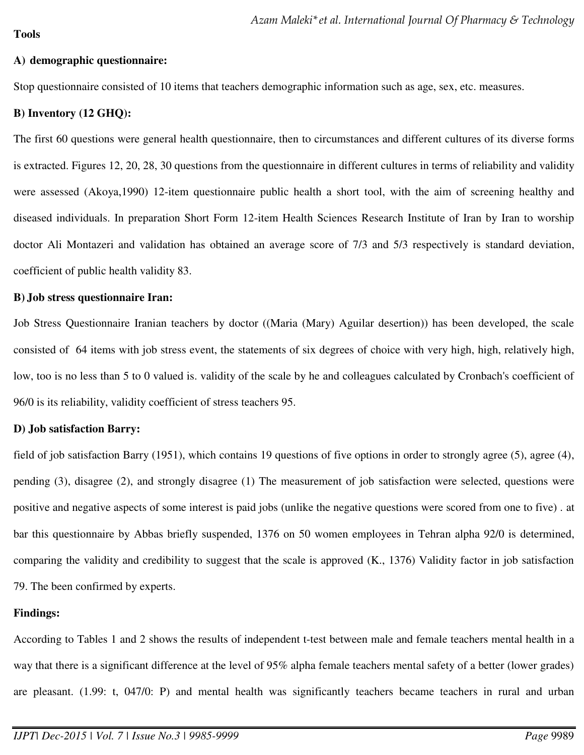**Tools**

**A) demographic questionnaire:**

Stop questionnaire consisted of 10 items that teachers demographic information such as age, sex, etc. measures.

**B) Inventory (12 GHQ):**

The first 60 questions were general health questionnaire, then to circumstances and different cultures of its diverse forms is extracted. Figures 12, 20, 28, 30 questions from the questionnaire in different cultures in terms of reliability and validity were assessed (Akoya,1990) 12-item questionnaire public health a short tool, with the aim of screening healthy and diseased individuals. In preparation Short Form 12-item Health Sciences Research Institute of Iran by Iran to worship doctor Ali Montazeri and validation has obtained an average score of 7/3 and 5/3 respectively is standard deviation, coefficient of public health validity 83.

**B) Job stress questionnaire Iran:**

Job Stress Questionnaire Iranian teachers by doctor ((Maria (Mary) Aguilar desertion)) has been developed, the scale consisted of 64 items with job stress event, the statements of six degrees of choice with very high, high, relatively high, low, too is no less than 5 to 0 valued is. validity of the scale by he and colleagues calculated by Cronbach's coefficient of 96/0 is its reliability, validity coefficient of stress teachers 95.

**D) Job satisfaction Barry:**

field of job satisfaction Barry (1951), which contains 19 questions of five options in order to strongly agree (5), agree (4), pending (3), disagree (2), and strongly disagree (1) The measurement of job satisfaction were selected, questions were positive and negative aspects of some interest is paid jobs (unlike the negative questions were scored from one to five) . at bar this questionnaire by Abbas briefly suspended, 1376 on 50 women employees in Tehran alpha 92/0 is determined, comparing the validity and credibility to suggest that the scale is approved (K., 1376) Validity factor in job satisfaction 79. The been confirmed by experts.

**Findings:**

According to Tables 1 and 2 shows the results of independent t-test between male and female teachers mental health in a way that there is a significant difference at the level of 95% alpha female teachers mental safety of a better (lower grades) are pleasant. (1.99: t, 047/0: P) and mental health was significantly teachers became teachers in rural and urban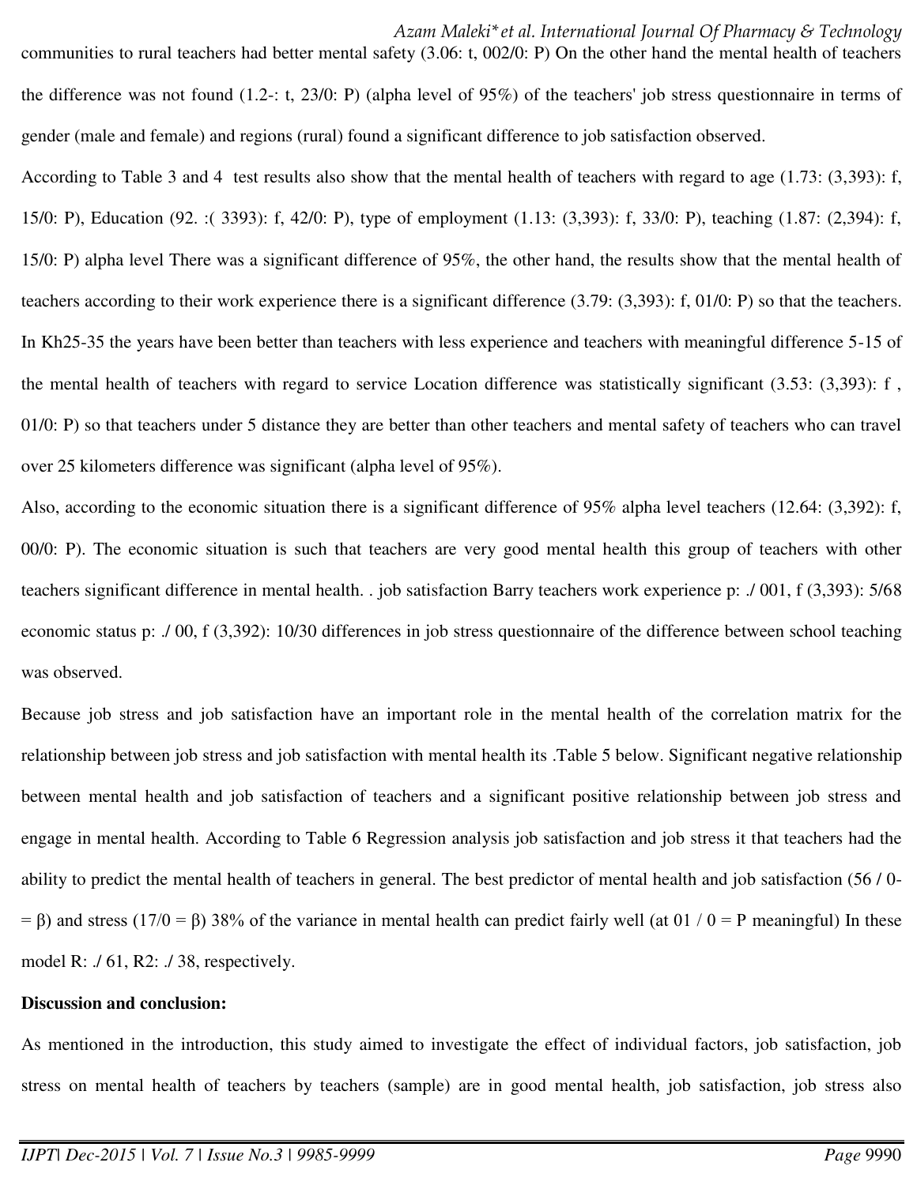communities to rural teachers had better mental safety (3.06: t, 002/0: P) On the other hand the mental health of teachers the difference was not found (1.2-: t, 23/0: P) (alpha level of 95%) of the teachers' job stress questionnaire in terms of gender (male and female) and regions (rural) found a significant difference to job satisfaction observed.

According to Table 3 and 4 test results also show that the mental health of teachers with regard to age (1.73: (3,393): f, 15/0: P), Education (92. :( 3393): f, 42/0: P), type of employment (1.13: (3,393): f, 33/0: P), teaching (1.87: (2,394): f, 15/0: P) alpha level There was a significant difference of 95%, the other hand, the results show that the mental health of teachers according to their work experience there is a significant difference (3.79: (3,393): f, 01/0: P) so that the teachers. In Kh25-35 the years have been better than teachers with less experience and teachers with meaningful difference 5-15 of the mental health of teachers with regard to service Location difference was statistically significant (3.53: (3,393): f , 01/0: P) so that teachers under 5 distance they are better than other teachers and mental safety of teachers who can travel over 25 kilometers difference was significant (alpha level of 95%).

Also, according to the economic situation there is a significant difference of 95% alpha level teachers (12.64: (3,392): f, 00/0: P). The economic situation is such that teachers are very good mental health this group of teachers with other teachers significant difference in mental health. . job satisfaction Barry teachers work experience p: ./ 001, f (3,393): 5/68 economic status p: ./ 00, f (3,392): 10/30 differences in job stress questionnaire of the difference between school teaching was observed.

Because job stress and job satisfaction have an important role in the mental health of the correlation matrix for the relationship between job stress and job satisfaction with mental health its .Table 5 below. Significant negative relationship between mental health and job satisfaction of teachers and a significant positive relationship between job stress and engage in mental health. According to Table 6 Regression analysis job satisfaction and job stress it that teachers had the ability to predict the mental health of teachers in general. The best predictor of mental health and job satisfaction (56 / 0- = β) and stress (17/0 = β) 38% of the variance in mental health can predict fairly well (at 01 / 0 = P meaningful) In these model R: ./ 61, R2: ./ 38, respectively.

**Discussion and conclusion:**

As mentioned in the introduction, this study aimed to investigate the effect of individual factors, job satisfaction, job stress on mental health of teachers by teachers (sample) are in good mental health, job satisfaction, job stress also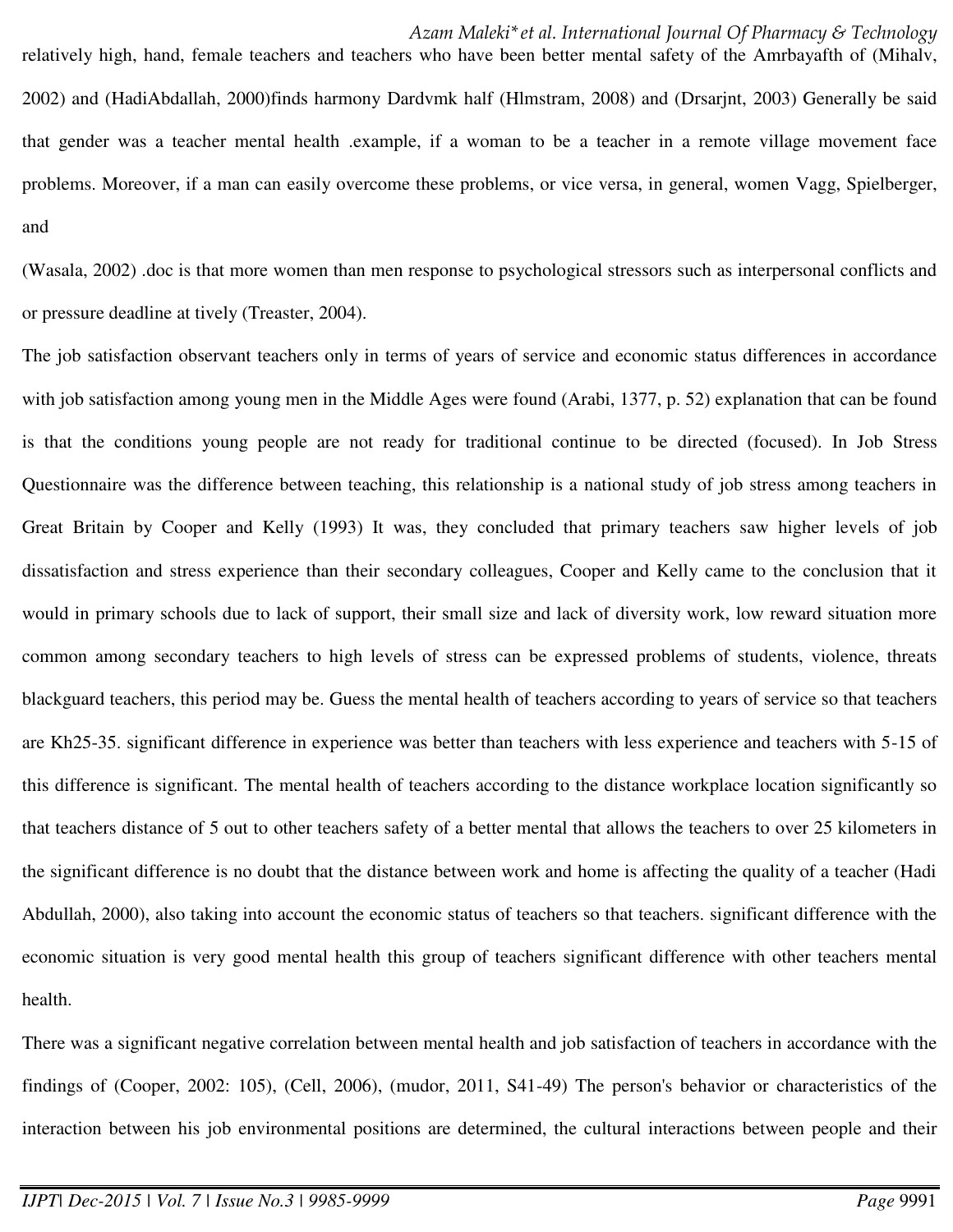relatively high, hand, female teachers and teachers who have been better mental safety of the Amrbayafth of (Mihalv, 2002) and (HadiAbdallah, 2000)finds harmony Dardvmk half (Hlmstram, 2008) and (Drsarjnt, 2003) Generally be said that gender was a teacher mental health .example, if a woman to be a teacher in a remote village movement face problems. Moreover, if a man can easily overcome these problems, or vice versa, in general, women Vagg, Spielberger, and

(Wasala, 2002) .doc is that more women than men response to psychological stressors such as interpersonal conflicts and or pressure deadline at tively (Treaster, 2004).

The job satisfaction observant teachers only in terms of years of service and economic status differences in accordance with job satisfaction among young men in the Middle Ages were found (Arabi, 1377, p. 52) explanation that can be found is that the conditions young people are not ready for traditional continue to be directed (focused). In Job Stress Questionnaire was the difference between teaching, this relationship is a national study of job stress among teachers in Great Britain by Cooper and Kelly (1993) It was, they concluded that primary teachers saw higher levels of job dissatisfaction and stress experience than their secondary colleagues, Cooper and Kelly came to the conclusion that it would in primary schools due to lack of support, their small size and lack of diversity work, low reward situation more common among secondary teachers to high levels of stress can be expressed problems of students, violence, threats blackguard teachers, this period may be. Guess the mental health of teachers according to years of service so that teachers are Kh25-35. significant difference in experience was better than teachers with less experience and teachers with 5-15 of this difference is significant. The mental health of teachers according to the distance workplace location significantly so that teachers distance of 5 out to other teachers safety of a better mental that allows the teachers to over 25 kilometers in the significant difference is no doubt that the distance between work and home is affecting the quality of a teacher (Hadi Abdullah, 2000), also taking into account the economic status of teachers so that teachers. significant difference with the economic situation is very good mental health this group of teachers significant difference with other teachers mental health.

There was a significant negative correlation between mental health and job satisfaction of teachers in accordance with the findings of (Cooper, 2002: 105), (Cell, 2006), (mudor, 2011, S41-49) The person's behavior or characteristics of the interaction between his job environmental positions are determined, the cultural interactions between people and their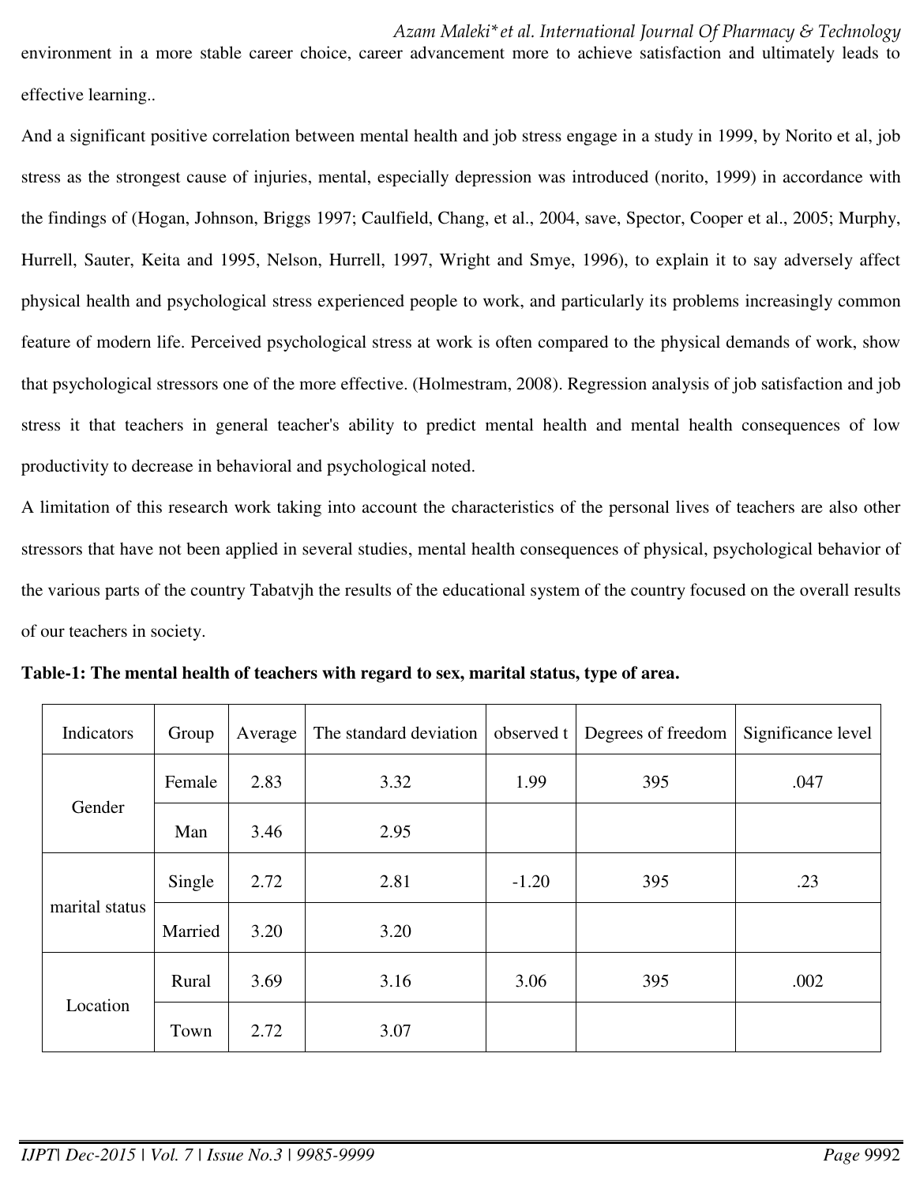environment in a more stable career choice, career advancement more to achieve satisfaction and ultimately leads to effective learning..

And a significant positive correlation between mental health and job stress engage in a study in 1999, by Norito et al, job stress as the strongest cause of injuries, mental, especially depression was introduced (norito, 1999) in accordance with the findings of (Hogan, Johnson, Briggs 1997; Caulfield, Chang, et al., 2004, save, Spector, Cooper et al., 2005; Murphy, Hurrell, Sauter, Keita and 1995, Nelson, Hurrell, 1997, Wright and Smye, 1996), to explain it to say adversely affect physical health and psychological stress experienced people to work, and particularly its problems increasingly common feature of modern life. Perceived psychological stress at work is often compared to the physical demands of work, show that psychological stressors one of the more effective. (Holmestram, 2008). Regression analysis of job satisfaction and job stress it that teachers in general teacher's ability to predict mental health and mental health consequences of low productivity to decrease in behavioral and psychological noted.

A limitation of this research work taking into account the characteristics of the personal lives of teachers are also other stressors that have not been applied in several studies, mental health consequences of physical, psychological behavior of the various parts of the country Tabatvjh the results of the educational system of the country focused on the overall results of our teachers in society.

**Table-1: The mental health of teachers with regard to sex, marital status, type of area.**

| Indicators | Group | Average | The standard deviation | observed t | Degrees of freedom | Significance level |
|---|---|---|---|---|---|---|
| Gender | Female | 2.83 | 3.32 | 1.99 | 395 | .047 |
| | Man | 3.46 | 2.95 | | | |
| marital status | Single | 2.72 | 2.81 | -1.20 | 395 | .23 |
| | Married | 3.20 | 3.20 | | | |
| Location | Rural | 3.69 | 3.16 | 3.06 | 395 | .002 |
| | Town | 2.72 | 3.07 | | | |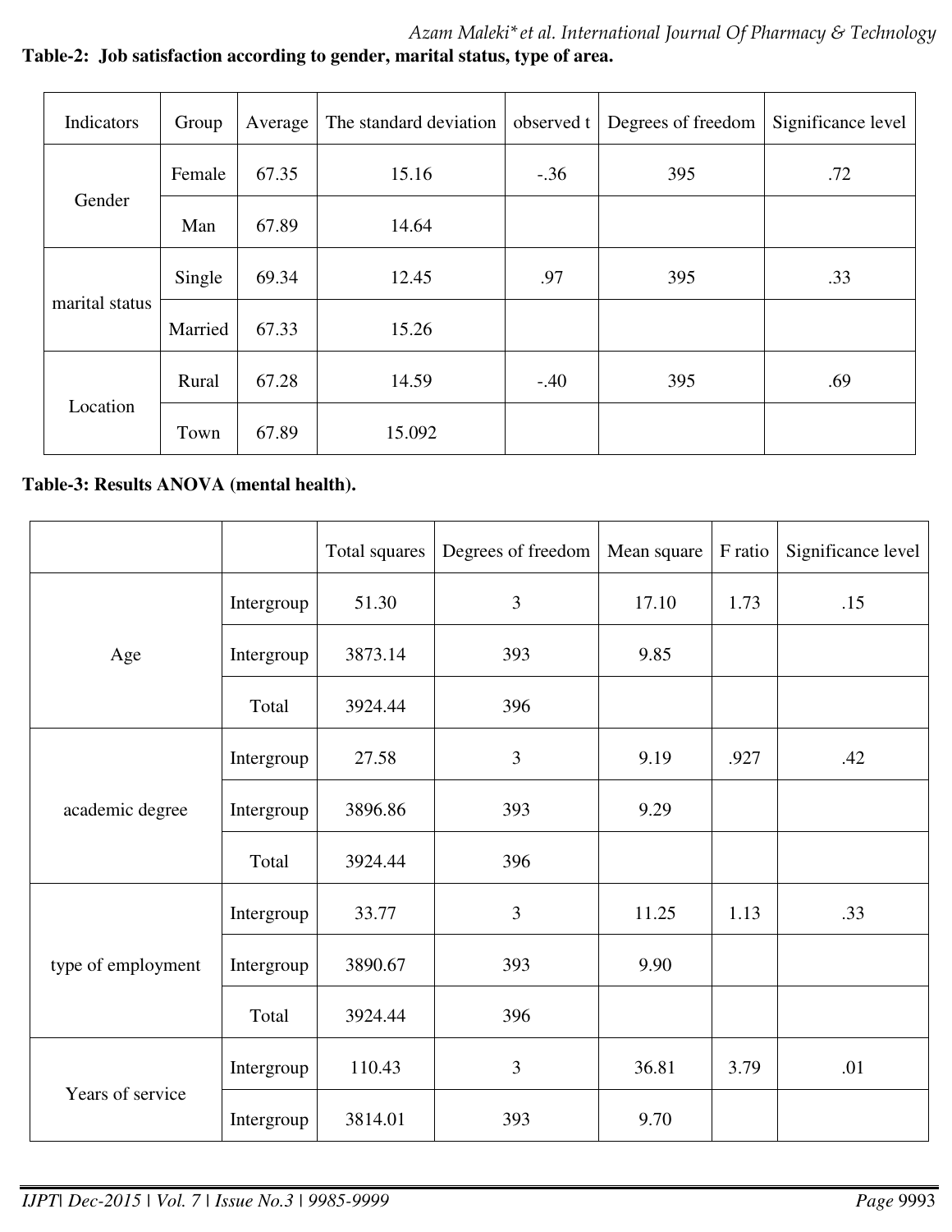**Table-2: Job satisfaction according to gender, marital status, type of area.**

| Indicators | Group | Average | The standard deviation | observed t | Degrees of freedom | Significance level |
|---|---|---|---|---|---|---|
| Gender | Female | 67.35 | 15.16 | -.36 | 395 | .72 |
| | Man | 67.89 | 14.64 | | | |
| marital status | Single | 69.34 | 12.45 | .97 | 395 | .33 |
| | Married | 67.33 | 15.26 | | | |
| Location | Rural | 67.28 | 14.59 | -.40 | 395 | .69 |
| | Town | 67.89 | 15.092 | | | |

**Table-3: Results ANOVA (mental health).**

| | | Total squares | Degrees of freedom | Mean square | F ratio | Significance level |
|---|---|---|---|---|---|---|
| Age | Intergroup | 51.30 | 3 | 17.10 | 1.73 | .15 |
| | Intergroup | 3873.14 | 393 | 9.85 | | |
| | Total | 3924.44 | 396 | | | |
| academic degree | Intergroup | 27.58 | 3 | 9.19 | .927 | .42 |
| | Intergroup | 3896.86 | 393 | 9.29 | | |
| | Total | 3924.44 | 396 | | | |
| type of employment | Intergroup | 33.77 | 3 | 11.25 | 1.13 | .33 |
| | Intergroup | 3890.67 | 393 | 9.90 | | |
| | Total | 3924.44 | 396 | | | |
| Years of service | Intergroup | 110.43 | 3 | 36.81 | 3.79 | .01 |
| | Intergroup | 3814.01 | 393 | 9.70 | | |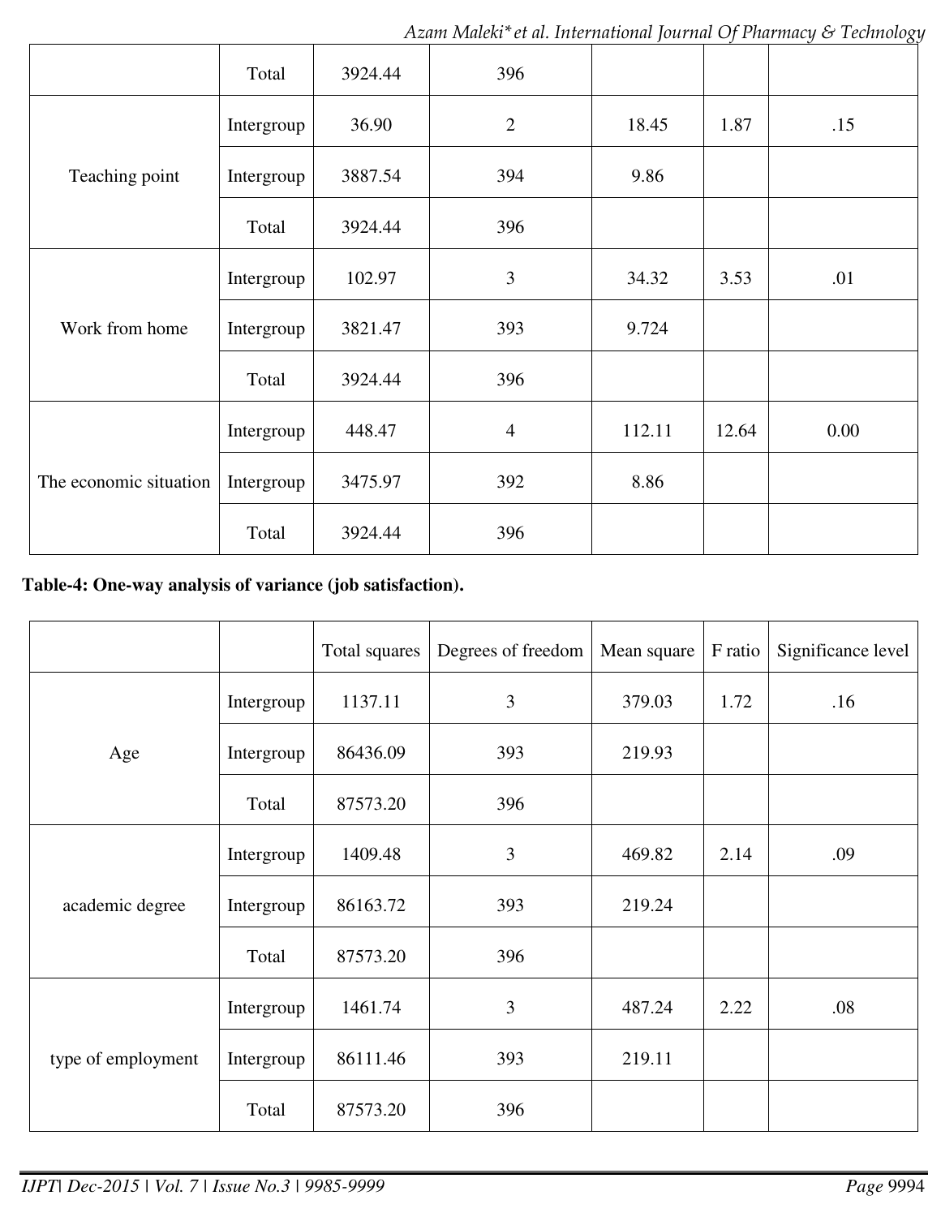| | | | | | | |
|---|---|---|---|---|---|---|
| | Total | 3924.44 | 396 | | | |
| Teaching point | Intergroup | 36.90 | 2 | 18.45 | 1.87 | .15 |
| | Intergroup | 3887.54 | 394 | 9.86 | | |
| | Total | 3924.44 | 396 | | | |
| Work from home | Intergroup | 102.97 | 3 | 34.32 | 3.53 | .01 |
| | Intergroup | 3821.47 | 393 | 9.724 | | |
| | Total | 3924.44 | 396 | | | |
| The economic situation | Intergroup | 448.47 | 4 | 112.11 | 12.64 | 0.00 |
| | Intergroup | 3475.97 | 392 | 8.86 | | |
| | Total | 3924.44 | 396 | | | |

**Table-4: One-way analysis of variance (job satisfaction).**

| | | Total squares | Degrees of freedom | Mean square | F ratio | Significance level |
|---|---|---|---|---|---|---|
| Age | Intergroup | 1137.11 | 3 | 379.03 | 1.72 | .16 |
| | Intergroup | 86436.09 | 393 | 219.93 | | |
| | Total | 87573.20 | 396 | | | |
| academic degree | Intergroup | 1409.48 | 3 | 469.82 | 2.14 | .09 |
| | Intergroup | 86163.72 | 393 | 219.24 | | |
| | Total | 87573.20 | 396 | | | |
| type of employment | Intergroup | 1461.74 | 3 | 487.24 | 2.22 | .08 |
| | Intergroup | 86111.46 | 393 | 219.11 | | |
| | Total | 87573.20 | 396 | | | |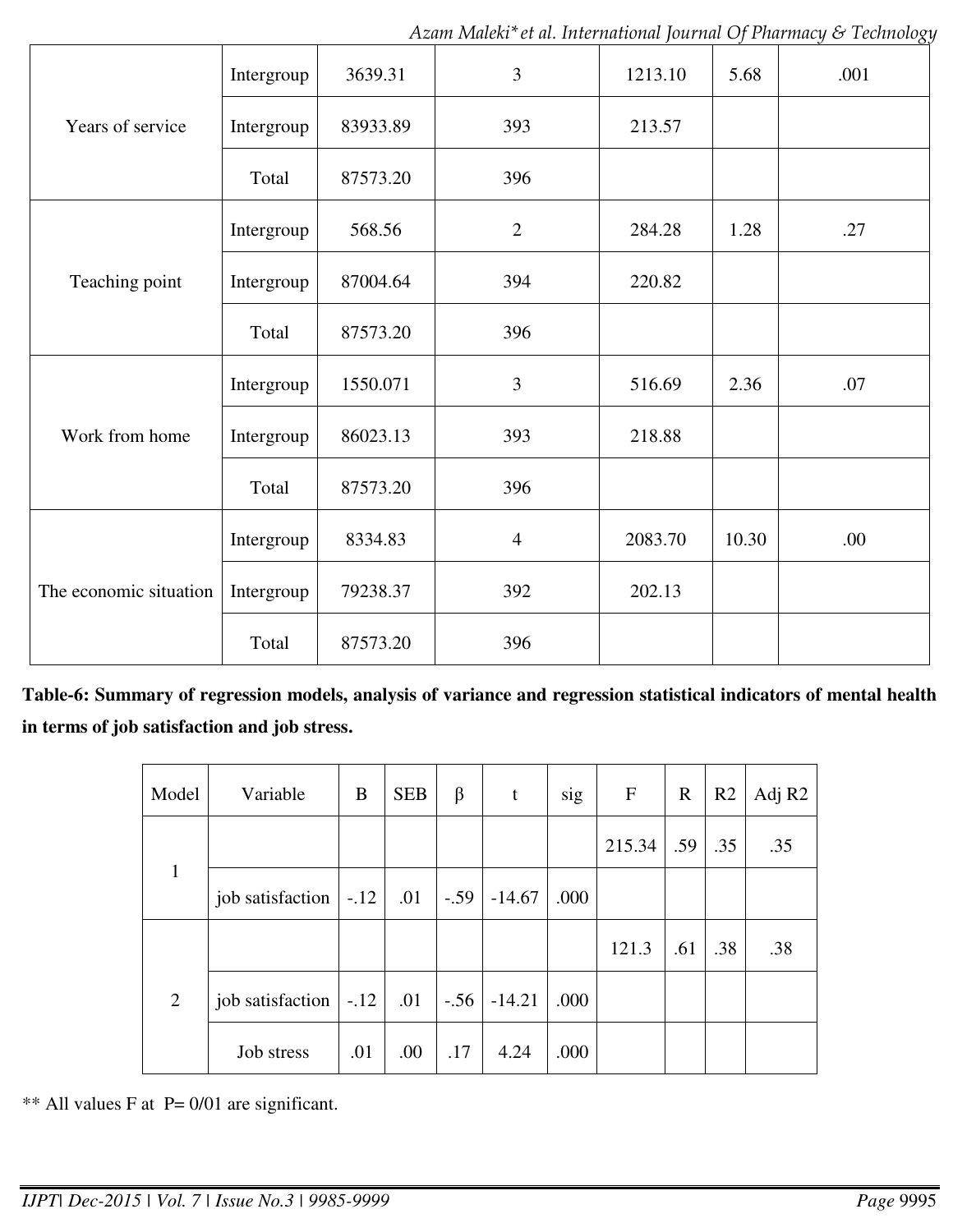| | | | | | | |
|---|---|---|---|---|---|---|
| Years of service | Intergroup | 3639.31 | 3 | 1213.10 | 5.68 | .001 |
| | Intergroup | 83933.89 | 393 | 213.57 | | |
| | Total | 87573.20 | 396 | | | |
| Teaching point | Intergroup | 568.56 | 2 | 284.28 | 1.28 | .27 |
| | Intergroup | 87004.64 | 394 | 220.82 | | |
| | Total | 87573.20 | 396 | | | |
| Work from home | Intergroup | 1550.071 | 3 | 516.69 | 2.36 | .07 |
| | Intergroup | 86023.13 | 393 | 218.88 | | |
| | Total | 87573.20 | 396 | | | |
| The economic situation | Intergroup | 8334.83 | 4 | 2083.70 | 10.30 | .00 |
| | Intergroup | 79238.37 | 392 | 202.13 | | |
| | Total | 87573.20 | 396 | | | |

**Table-6: Summary of regression models, analysis of variance and regression statistical indicators of mental health in terms of job satisfaction and job stress.**

| Model | Variable | B | SEB | β | t | sig | F | R | R2 | Adj R2 |
|---|---|---|---|---|---|---|---|---|---|---|
| 1 | | | | | | | 215.34 | .59 | .35 | .35 |
| | job satisfaction | -.12 | .01 | -.59 | -14.67 | .000 | | | | |
| 2 | | | | | | | 121.3 | .61 | .38 | .38 |
| | job satisfaction | -.12 | .01 | -.56 | -14.21 | .000 | | | | |
| | Job stress | .01 | .00 | .17 | 4.24 | .000 | | | | |

** All values F at P= 0/01 are significant.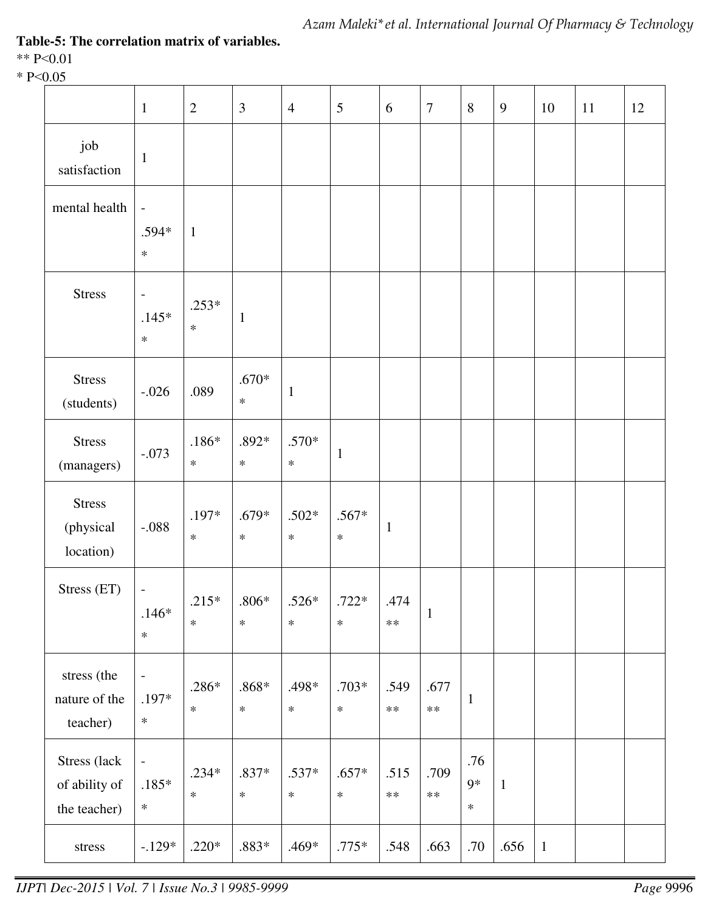**Table-5: The correlation matrix of variables.**

** P<0.01

* P<0.05

| | 1 | 2 | 3 | 4 | 5 | 6 | 7 | 8 | 9 | 10 | 11 | 12 |
|---|---|---|---|---|---|---|---|---|---|---|---|---|
| job satisfaction | 1 | | | | | | | | | | | |
| mental health | -.594** | 1 | | | | | | | | | | |
| Stress | -.145** | .253** | 1 | | | | | | | | | |
| Stress (students) | -.026 | .089 | .670** | 1 | | | | | | | | |
| Stress (managers) | -.073 | .186** | .892** | .570** | 1 | | | | | | | |
| Stress (physical location) | -.088 | .197** | .679** | .502** | .567** | 1 | | | | | | |
| Stress (ET) | -.146** | .215** | .806** | .526** | .722** | .474** | 1 | | | | | |
| stress (the nature of the teacher) | -.197** | .286** | .868** | .498** | .703** | .549** | .677** | 1 | | | | |
| Stress (lack of ability of the teacher) | -.185** | .234** | .837** | .537** | .657** | .515** | .709** | .769** | 1 | | | |
| stress | -.129* | .220* | .883* | .469* | .775* | .548 | .663 | .70 | .656 | 1 | | |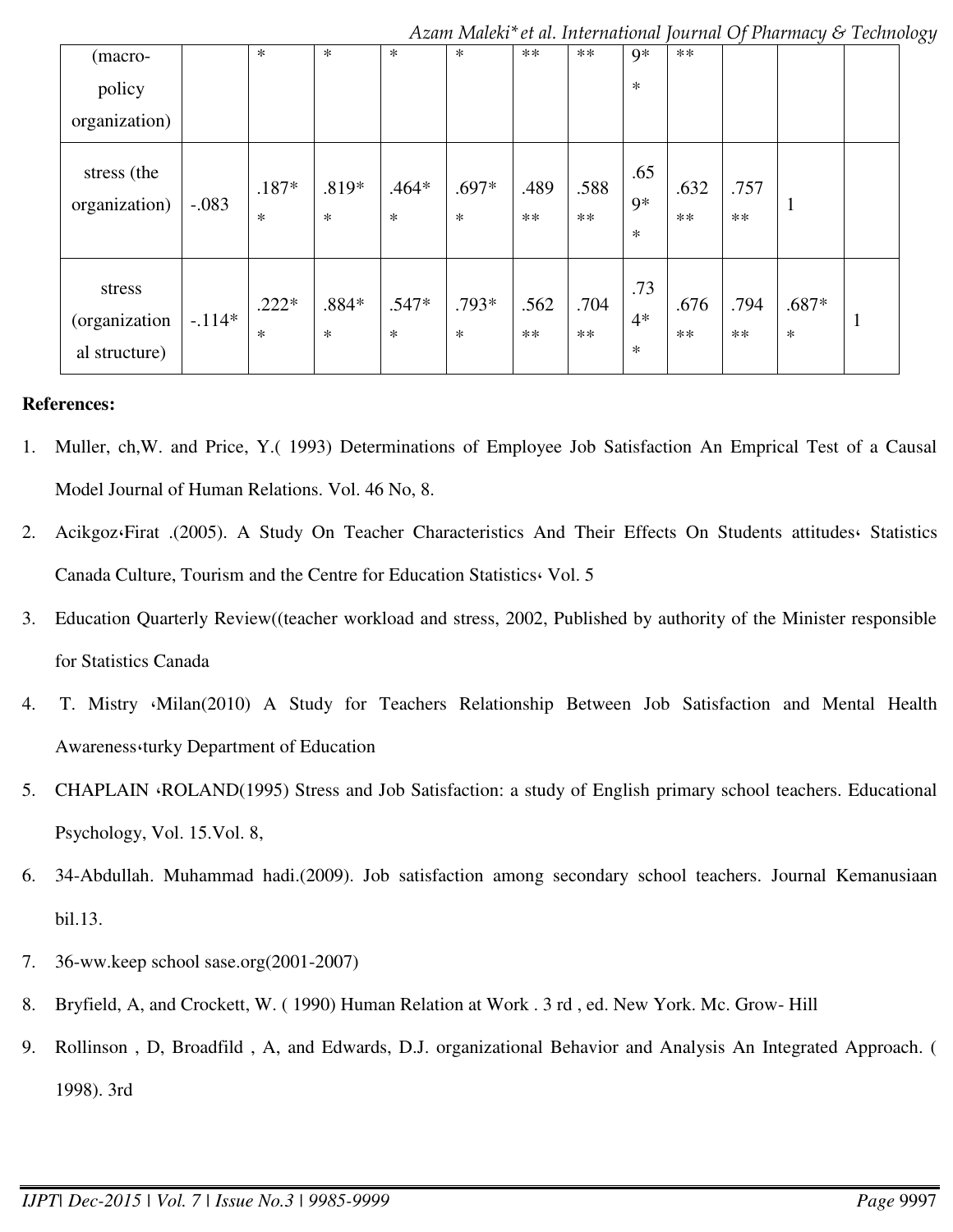| | | | | | | | | | | | | |
|---|---|---|---|---|---|---|---|---|---|---|---|---|
| (macro-policy organization) | | * | * | * | * | ** | ** | 9** | ** | | | |
| stress (the organization) | -.083 | .187** | .819** | .464** | .697** | .489 ** | .588 ** | .659** | .632 ** | .757 ** | 1 | |
| stress (organizational structure) | -.114* | .222** | .884** | .547** | .793** | .562 ** | .704 ** | .734** | .676 ** | .794 ** | .687** | 1 |

**References:**

1. Muller, ch,W. and Price, Y.( 1993) Determinations of Employee Job Satisfaction An Emprical Test of a Causal Model Journal of Human Relations. Vol. 46 No, 8.
2. Acikgoz‹Firat .(2005). A Study On Teacher Characteristics And Their Effects On Students attitudes‹ Statistics Canada Culture, Tourism and the Centre for Education Statistics‹ Vol. 5
3. Education Quarterly Review((teacher workload and stress, 2002, Published by authority of the Minister responsible for Statistics Canada
4. T. Mistry ‹Milan(2010) A Study for Teachers Relationship Between Job Satisfaction and Mental Health Awareness‹turky Department of Education
5. CHAPLAIN ‹ROLAND(1995) Stress and Job Satisfaction: a study of English primary school teachers. Educational Psychology, Vol. 15.Vol. 8,
6. 34-Abdullah. Muhammad hadi.(2009). Job satisfaction among secondary school teachers. Journal Kemanusiaan bil.13.
7. 36-ww.keep school sase.org(2001-2007)
8. Bryfield, A, and Crockett, W. ( 1990) Human Relation at Work . 3 rd , ed. New York. Mc. Grow- Hill
9. Rollinson , D, Broadfild , A, and Edwards, D.J. organizational Behavior and Analysis An Integrated Approach. ( 1998). 3rd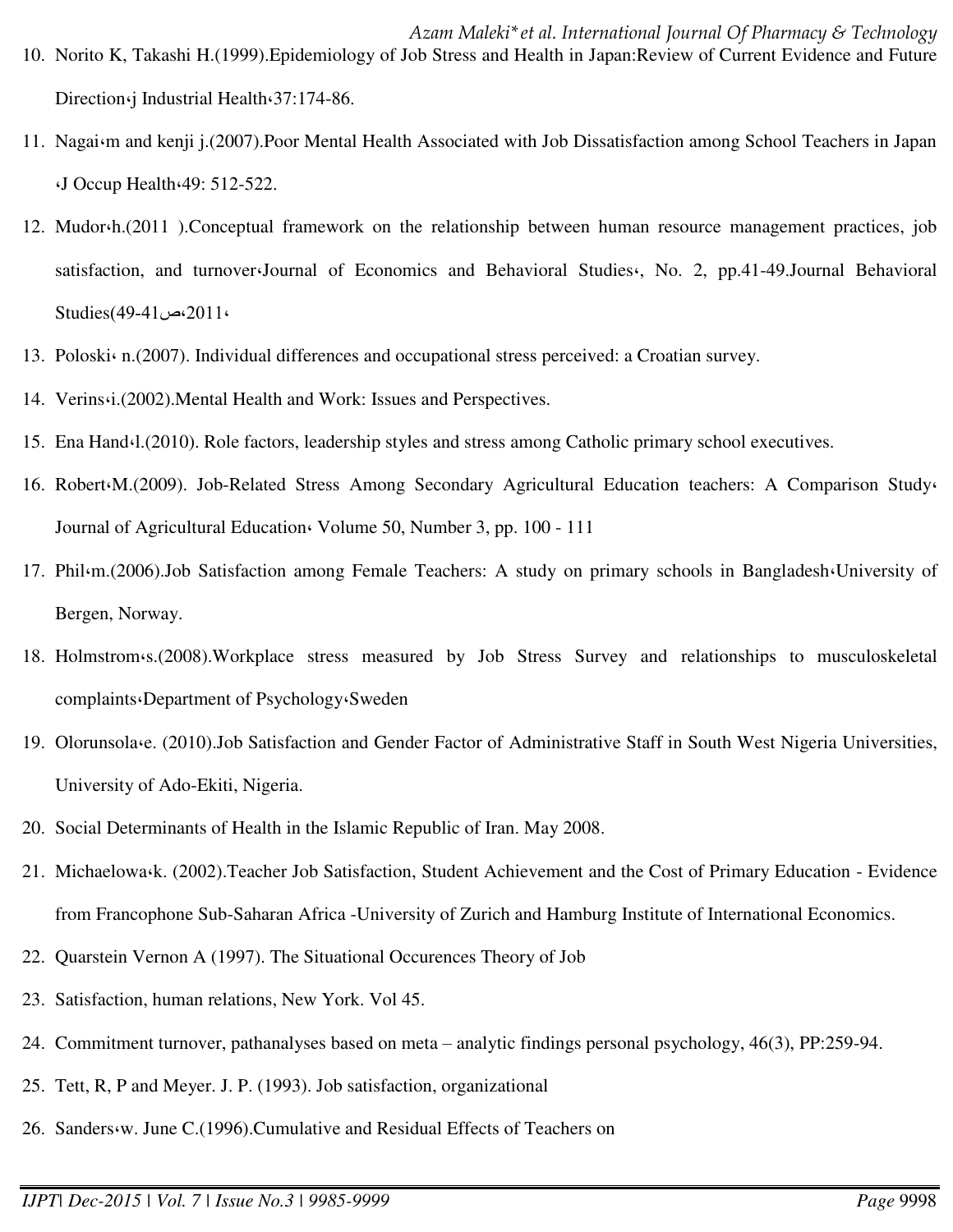10. Norito K, Takashi H.(1999).Epidemiology of Job Stress and Health in Japan:Review of Current Evidence and Future Direction،j Industrial Health،37:174-86.
11. Nagai،m and kenji j.(2007).Poor Mental Health Associated with Job Dissatisfaction among School Teachers in Japan ،J Occup Health،49: 512-522.
12. Mudor،h.(2011 ).Conceptual framework on the relationship between human resource management practices, job satisfaction, and turnover،Journal of Economics and Behavioral Studies،, No. 2, pp.41-49.Journal Behavioral Studies(49-41ص،2011،
13. Poloski، n.(2007). Individual differences and occupational stress perceived: a Croatian survey.
14. Verins،i.(2002).Mental Health and Work: Issues and Perspectives.
15. Ena Hand،l.(2010). Role factors, leadership styles and stress among Catholic primary school executives.
16. Robert،M.(2009). Job-Related Stress Among Secondary Agricultural Education teachers: A Comparison Study، Journal of Agricultural Education، Volume 50, Number 3, pp. 100 - 111
17. Phil،m.(2006).Job Satisfaction among Female Teachers: A study on primary schools in Bangladesh،University of Bergen, Norway.
18. Holmstrom،s.(2008).Workplace stress measured by Job Stress Survey and relationships to musculoskeletal complaints،Department of Psychology،Sweden
19. Olorunsola،e. (2010).Job Satisfaction and Gender Factor of Administrative Staff in South West Nigeria Universities, University of Ado-Ekiti, Nigeria.
20. Social Determinants of Health in the Islamic Republic of Iran. May 2008.
21. Michaelowa،k. (2002).Teacher Job Satisfaction, Student Achievement and the Cost of Primary Education - Evidence from Francophone Sub-Saharan Africa -University of Zurich and Hamburg Institute of International Economics.
22. Quarstein Vernon A (1997). The Situational Occurences Theory of Job
23. Satisfaction, human relations, New York. Vol 45.
24. Commitment turnover, pathanalyses based on meta – analytic findings personal psychology, 46(3), PP:259-94.
25. Tett, R, P and Meyer. J. P. (1993). Job satisfaction, organizational
26. Sanders،w. June C.(1996).Cumulative and Residual Effects of Teachers on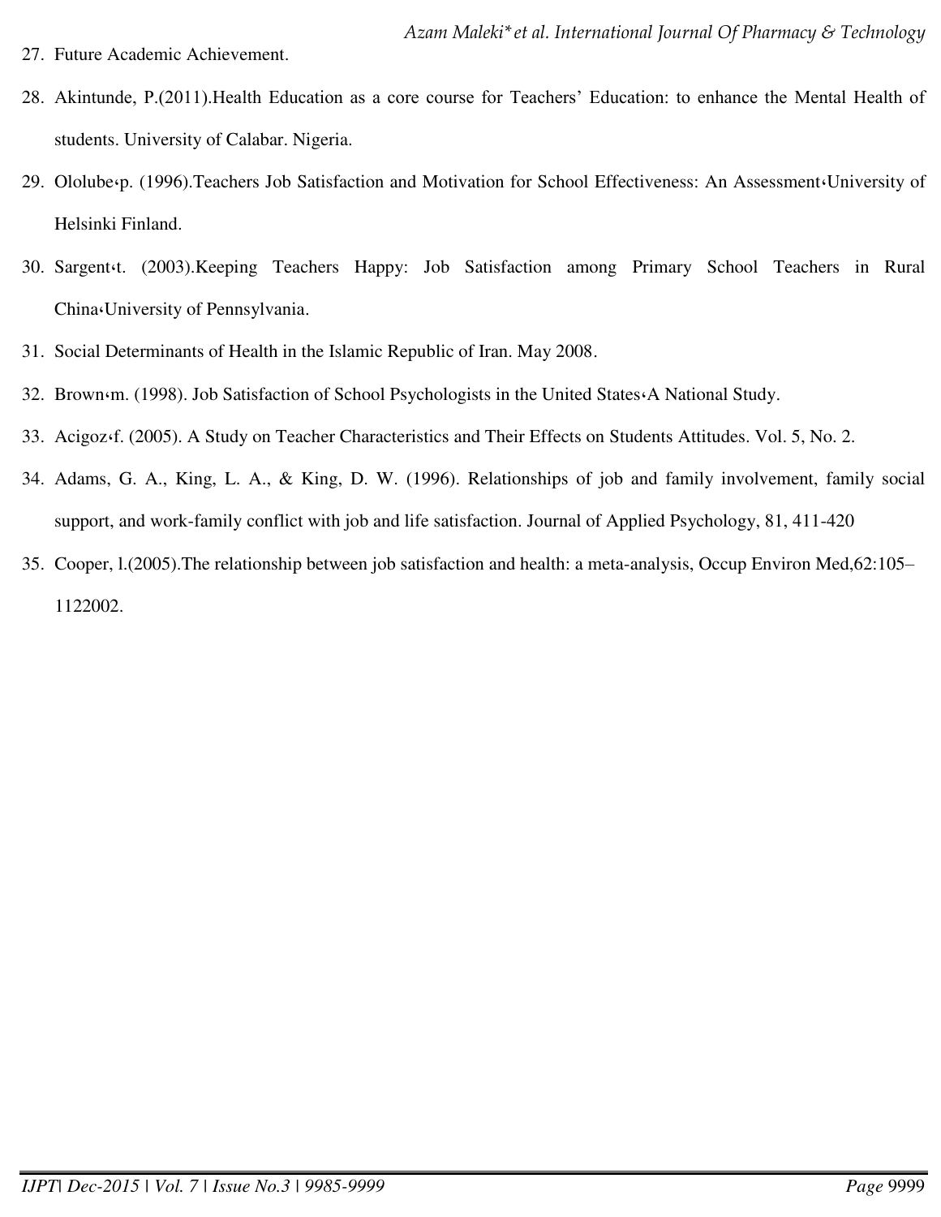27. Future Academic Achievement.
28. Akintunde, P.(2011).Health Education as a core course for Teachers' Education: to enhance the Mental Health of students. University of Calabar. Nigeria.
29. Ololube،p. (1996).Teachers Job Satisfaction and Motivation for School Effectiveness: An Assessment،University of Helsinki Finland.
30. Sargent،t. (2003).Keeping Teachers Happy: Job Satisfaction among Primary School Teachers in Rural China،University of Pennsylvania.
31. Social Determinants of Health in the Islamic Republic of Iran. May 2008.
32. Brown،m. (1998). Job Satisfaction of School Psychologists in the United States،A National Study.
33. Acigoz،f. (2005). A Study on Teacher Characteristics and Their Effects on Students Attitudes. Vol. 5, No. 2.
34. Adams, G. A., King, L. A., & King, D. W. (1996). Relationships of job and family involvement, family social support, and work-family conflict with job and life satisfaction. Journal of Applied Psychology, 81, 411-420
35. Cooper, l.(2005).The relationship between job satisfaction and health: a meta-analysis, Occup Environ Med,62:105–1122002.